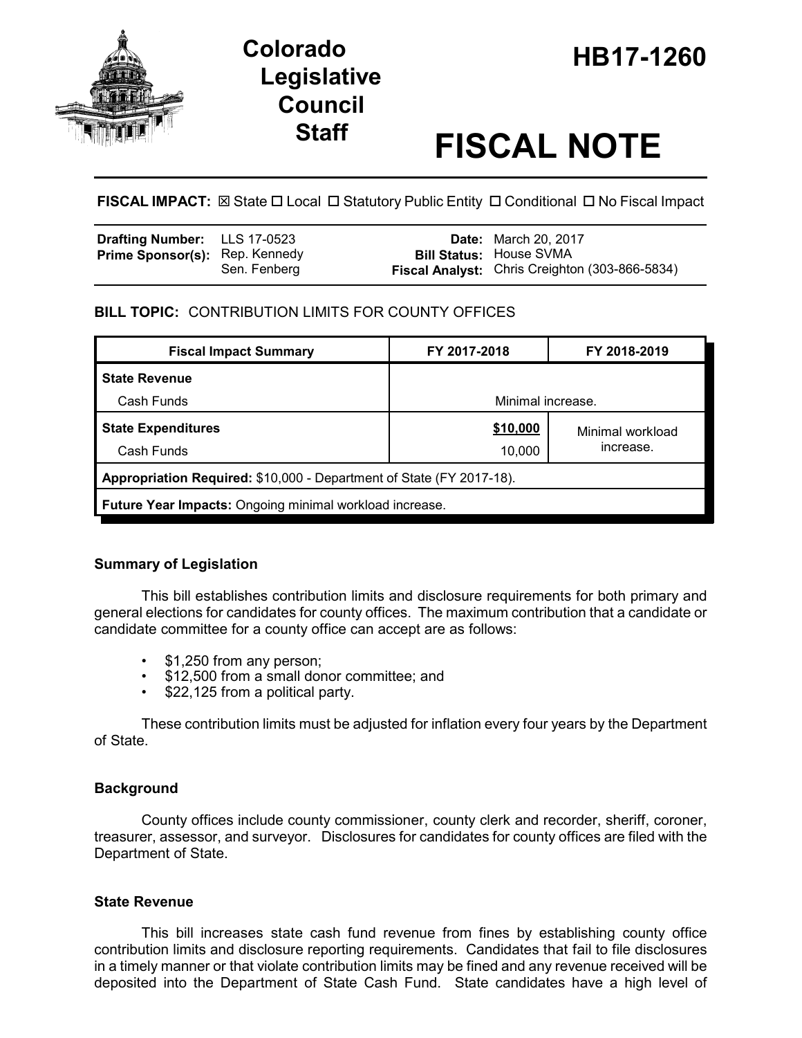# Colorado Legislative Council Staff

# HB17-1260

# FISCAL NOTE

**FISCAL IMPACT:** ☒ State ☐ Local ☐ Statutory Public Entity ☐ Conditional ☐ No Fiscal Impact

| | | | |
|---|---|---|---|
| **Drafting Number:** | LLS 17-0523 | **Date:** | March 20, 2017 |
| **Prime Sponsor(s):** | Rep. Kennedy<br>Sen. Fenberg | **Bill Status:** | House SVMA |
| | | **Fiscal Analyst:** | Chris Creighton (303-866-5834) |

## BILL TOPIC: CONTRIBUTION LIMITS FOR COUNTY OFFICES

| Fiscal Impact Summary | FY 2017-2018 | FY 2018-2019 |
|---|---|---|
| **State Revenue** | | |
| Cash Funds | Minimal increase. | |
| **State Expenditures** | **$10,000** | Minimal workload increase. |
| Cash Funds | 10,000 | |
| **Appropriation Required:** $10,000 - Department of State (FY 2017-18). | | |
| **Future Year Impacts:** Ongoing minimal workload increase. | | |

### Summary of Legislation

This bill establishes contribution limits and disclosure requirements for both primary and general elections for candidates for county offices. The maximum contribution that a candidate or candidate committee for a county office can accept are as follows:

- $1,250 from any person;
- $12,500 from a small donor committee; and
- $22,125 from a political party.

These contribution limits must be adjusted for inflation every four years by the Department of State.

### Background

County offices include county commissioner, county clerk and recorder, sheriff, coroner, treasurer, assessor, and surveyor. Disclosures for candidates for county offices are filed with the Department of State.

### State Revenue

This bill increases state cash fund revenue from fines by establishing county office contribution limits and disclosure reporting requirements. Candidates that fail to file disclosures in a timely manner or that violate contribution limits may be fined and any revenue received will be deposited into the Department of State Cash Fund. State candidates have a high level of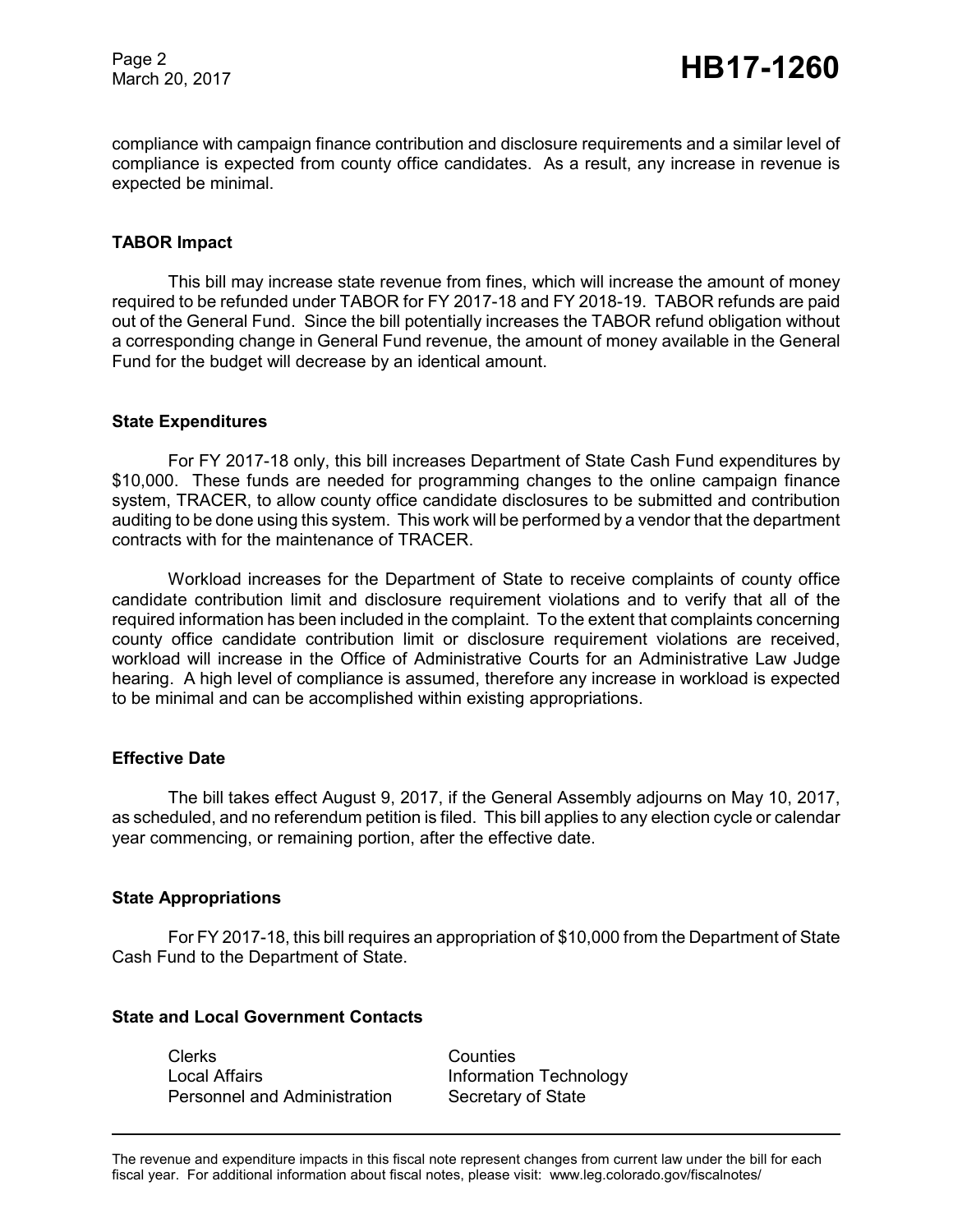compliance with campaign finance contribution and disclosure requirements and a similar level of compliance is expected from county office candidates. As a result, any increase in revenue is expected be minimal.

### TABOR Impact

This bill may increase state revenue from fines, which will increase the amount of money required to be refunded under TABOR for FY 2017-18 and FY 2018-19. TABOR refunds are paid out of the General Fund. Since the bill potentially increases the TABOR refund obligation without a corresponding change in General Fund revenue, the amount of money available in the General Fund for the budget will decrease by an identical amount.

### State Expenditures

For FY 2017-18 only, this bill increases Department of State Cash Fund expenditures by $10,000. These funds are needed for programming changes to the online campaign finance system, TRACER, to allow county office candidate disclosures to be submitted and contribution auditing to be done using this system. This work will be performed by a vendor that the department contracts with for the maintenance of TRACER.

Workload increases for the Department of State to receive complaints of county office candidate contribution limit and disclosure requirement violations and to verify that all of the required information has been included in the complaint. To the extent that complaints concerning county office candidate contribution limit or disclosure requirement violations are received, workload will increase in the Office of Administrative Courts for an Administrative Law Judge hearing. A high level of compliance is assumed, therefore any increase in workload is expected to be minimal and can be accomplished within existing appropriations.

### Effective Date

The bill takes effect August 9, 2017, if the General Assembly adjourns on May 10, 2017, as scheduled, and no referendum petition is filed. This bill applies to any election cycle or calendar year commencing, or remaining portion, after the effective date.

### State Appropriations

For FY 2017-18, this bill requires an appropriation of $10,000 from the Department of State Cash Fund to the Department of State.

### State and Local Government Contacts

| | |
|---|---|
| Clerks | Counties |
| Local Affairs | Information Technology |
| Personnel and Administration | Secretary of State |

The revenue and expenditure impacts in this fiscal note represent changes from current law under the bill for each fiscal year. For additional information about fiscal notes, please visit: www.leg.colorado.gov/fiscalnotes/